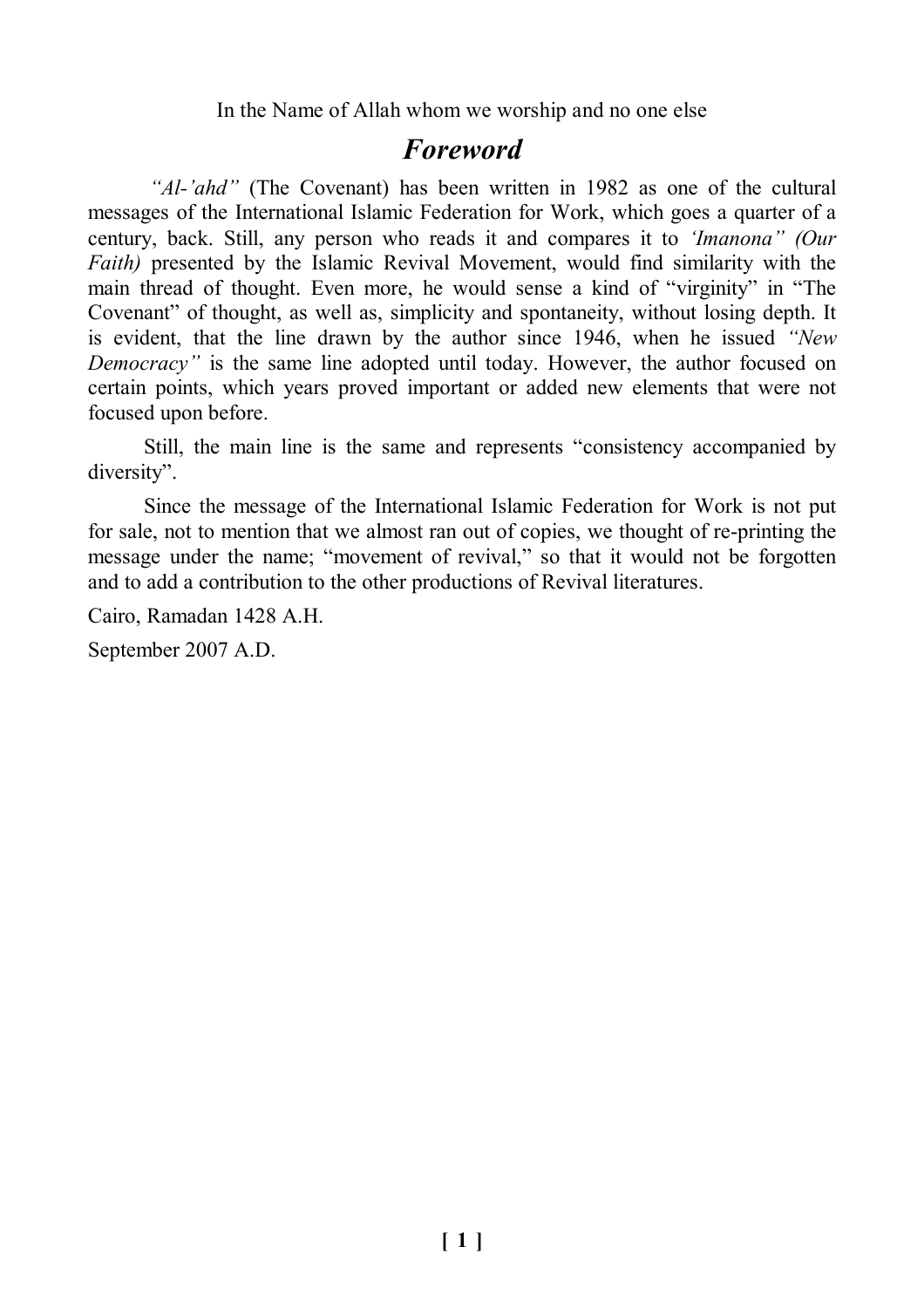In the Name of Allah whom we worship and no one else

# *Foreword*

*"Al-'ahd"* (The Covenant) has been written in 1982 as one of the cultural messages of the International Islamic Federation for Work, which goes a quarter of a century, back. Still, any person who reads it and compares it to *'Imanona" (Our Faith)* presented by the Islamic Revival Movement, would find similarity with the main thread of thought. Even more, he would sense a kind of "virginity" in "The Covenant" of thought, as well as, simplicity and spontaneity, without losing depth. It is evident, that the line drawn by the author since 1946, when he issued *"New Democracy"* is the same line adopted until today. However, the author focused on certain points, which years proved important or added new elements that were not focused upon before.

Still, the main line is the same and represents "consistency accompanied by diversity".

Since the message of the International Islamic Federation for Work is not put for sale, not to mention that we almost ran out of copies, we thought of re-printing the message under the name; "movement of revival," so that it would not be forgotten and to add a contribution to the other productions of Revival literatures.

Cairo, Ramadan 1428 A.H.

September 2007 A.D.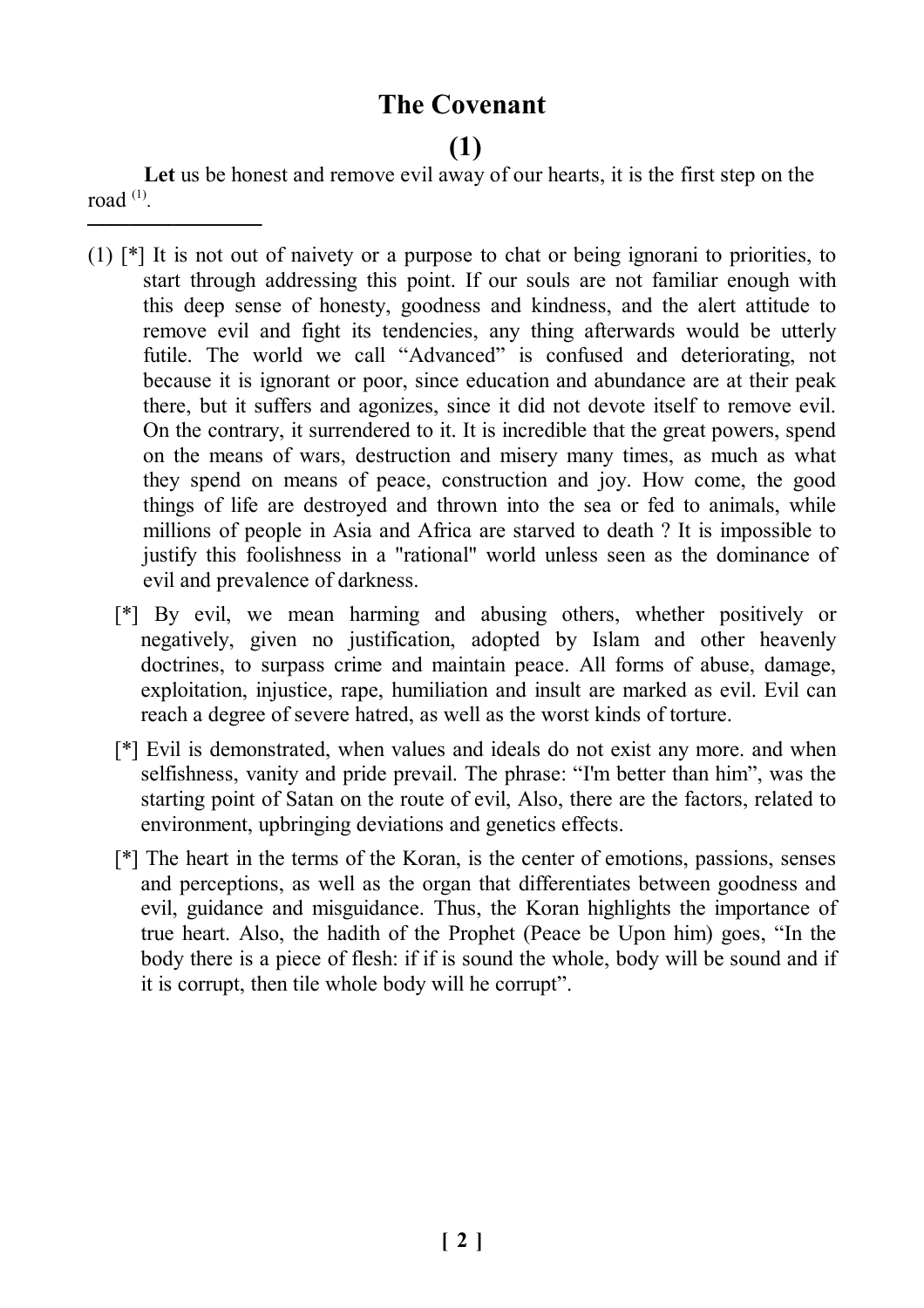# The Covenant

## (1)

**Let** us be honest and remove evil away of our hearts, it is the first step on the road [(1)].

---

(1) [*] It is not out of naivety or a purpose to chat or being ignorani to priorities, to start through addressing this point. If our souls are not familiar enough with this deep sense of honesty, goodness and kindness, and the alert attitude to remove evil and fight its tendencies, any thing afterwards would be utterly futile. The world we call "Advanced" is confused and deteriorating, not because it is ignorant or poor, since education and abundance are at their peak there, but it suffers and agonizes, since it did not devote itself to remove evil. On the contrary, it surrendered to it. It is incredible that the great powers, spend on the means of wars, destruction and misery many times, as much as what they spend on means of peace, construction and joy. How come, the good things of life are destroyed and thrown into the sea or fed to animals, while millions of people in Asia and Africa are starved to death ? It is impossible to justify this foolishness in a "rational" world unless seen as the dominance of evil and prevalence of darkness.

[*] By evil, we mean harming and abusing others, whether positively or negatively, given no justification, adopted by Islam and other heavenly doctrines, to surpass crime and maintain peace. All forms of abuse, damage, exploitation, injustice, rape, humiliation and insult are marked as evil. Evil can reach a degree of severe hatred, as well as the worst kinds of torture.

[*] Evil is demonstrated, when values and ideals do not exist any more. and when selfishness, vanity and pride prevail. The phrase: "I'm better than him", was the starting point of Satan on the route of evil, Also, there are the factors, related to environment, upbringing deviations and genetics effects.

[*] The heart in the terms of the Koran, is the center of emotions, passions, senses and perceptions, as well as the organ that differentiates between goodness and evil, guidance and misguidance. Thus, the Koran highlights the importance of true heart. Also, the hadith of the Prophet (Peace be Upon him) goes, "In the body there is a piece of flesh: if if is sound the whole, body will be sound and if it is corrupt, then tile whole body will he corrupt".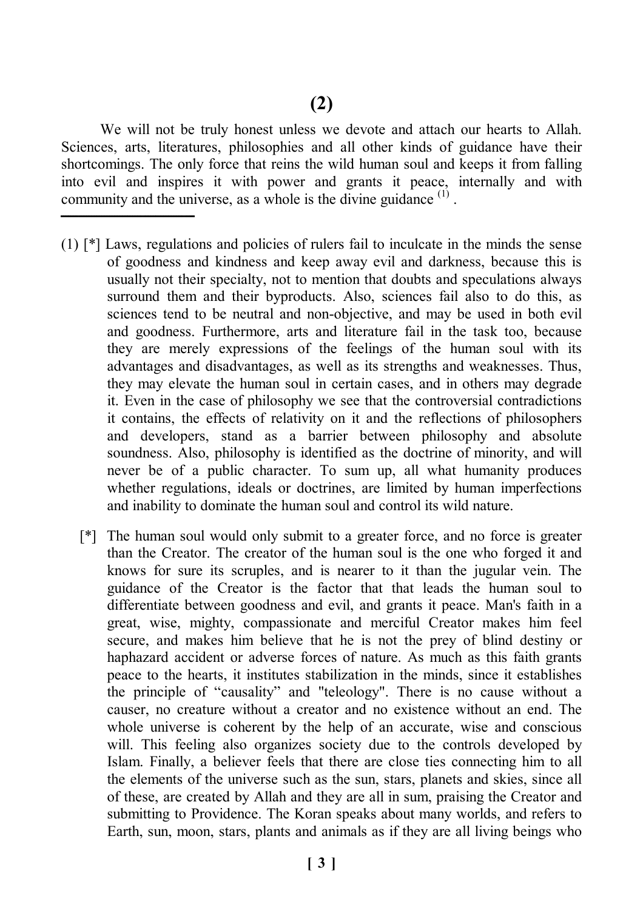## (2)

We will not be truly honest unless we devote and attach our hearts to Allah. Sciences, arts, literatures, philosophies and all other kinds of guidance have their shortcomings. The only force that reins the wild human soul and keeps it from falling into evil and inspires it with power and grants it peace, internally and with community and the universe, as a whole is the divine guidance (1) .

---

(1) [*] Laws, regulations and policies of rulers fail to inculcate in the minds the sense of goodness and kindness and keep away evil and darkness, because this is usually not their specialty, not to mention that doubts and speculations always surround them and their byproducts. Also, sciences fail also to do this, as sciences tend to be neutral and non-objective, and may be used in both evil and goodness. Furthermore, arts and literature fail in the task too, because they are merely expressions of the feelings of the human soul with its advantages and disadvantages, as well as its strengths and weaknesses. Thus, they may elevate the human soul in certain cases, and in others may degrade it. Even in the case of philosophy we see that the controversial contradictions it contains, the effects of relativity on it and the reflections of philosophers and developers, stand as a barrier between philosophy and absolute soundness. Also, philosophy is identified as the doctrine of minority, and will never be of a public character. To sum up, all what humanity produces whether regulations, ideals or doctrines, are limited by human imperfections and inability to dominate the human soul and control its wild nature.

[*] The human soul would only submit to a greater force, and no force is greater than the Creator. The creator of the human soul is the one who forged it and knows for sure its scruples, and is nearer to it than the jugular vein. The guidance of the Creator is the factor that that leads the human soul to differentiate between goodness and evil, and grants it peace. Man's faith in a great, wise, mighty, compassionate and merciful Creator makes him feel secure, and makes him believe that he is not the prey of blind destiny or haphazard accident or adverse forces of nature. As much as this faith grants peace to the hearts, it institutes stabilization in the minds, since it establishes the principle of "causality" and "teleology". There is no cause without a causer, no creature without a creator and no existence without an end. The whole universe is coherent by the help of an accurate, wise and conscious will. This feeling also organizes society due to the controls developed by Islam. Finally, a believer feels that there are close ties connecting him to all the elements of the universe such as the sun, stars, planets and skies, since all of these, are created by Allah and they are all in sum, praising the Creator and submitting to Providence. The Koran speaks about many worlds, and refers to Earth, sun, moon, stars, plants and animals as if they are all living beings who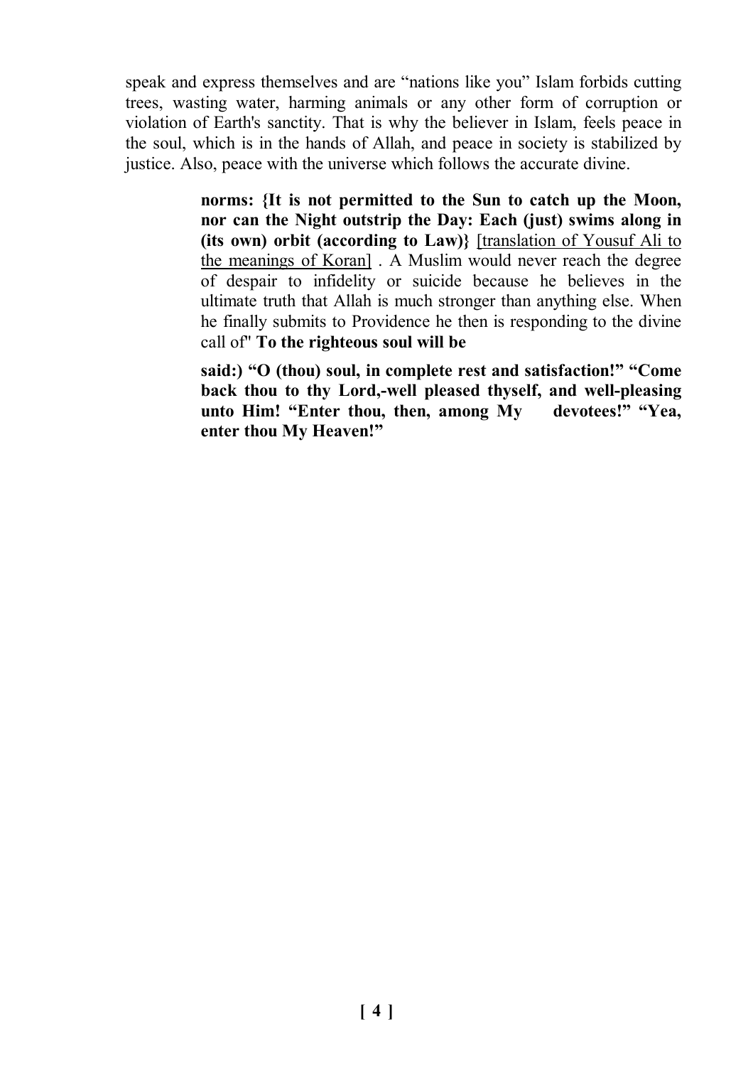speak and express themselves and are "nations like you" Islam forbids cutting trees, wasting water, harming animals or any other form of corruption or violation of Earth's sanctity. That is why the believer in Islam, feels peace in the soul, which is in the hands of Allah, and peace in society is stabilized by justice. Also, peace with the universe which follows the accurate divine.

> **norms: {It is not permitted to the Sun to catch up the Moon, nor can the Night outstrip the Day: Each (just) swims along in (its own) orbit (according to Law)}** [translation of Yousuf Ali to the meanings of Koran] . A Muslim would never reach the degree of despair to infidelity or suicide because he believes in the ultimate truth that Allah is much stronger than anything else. When he finally submits to Providence he then is responding to the divine call of" **To the righteous soul will be**
>
> **said:) "O (thou) soul, in complete rest and satisfaction!" "Come back thou to thy Lord,-well pleased thyself, and well-pleasing unto Him! "Enter thou, then, among My devotees!" "Yea, enter thou My Heaven!"**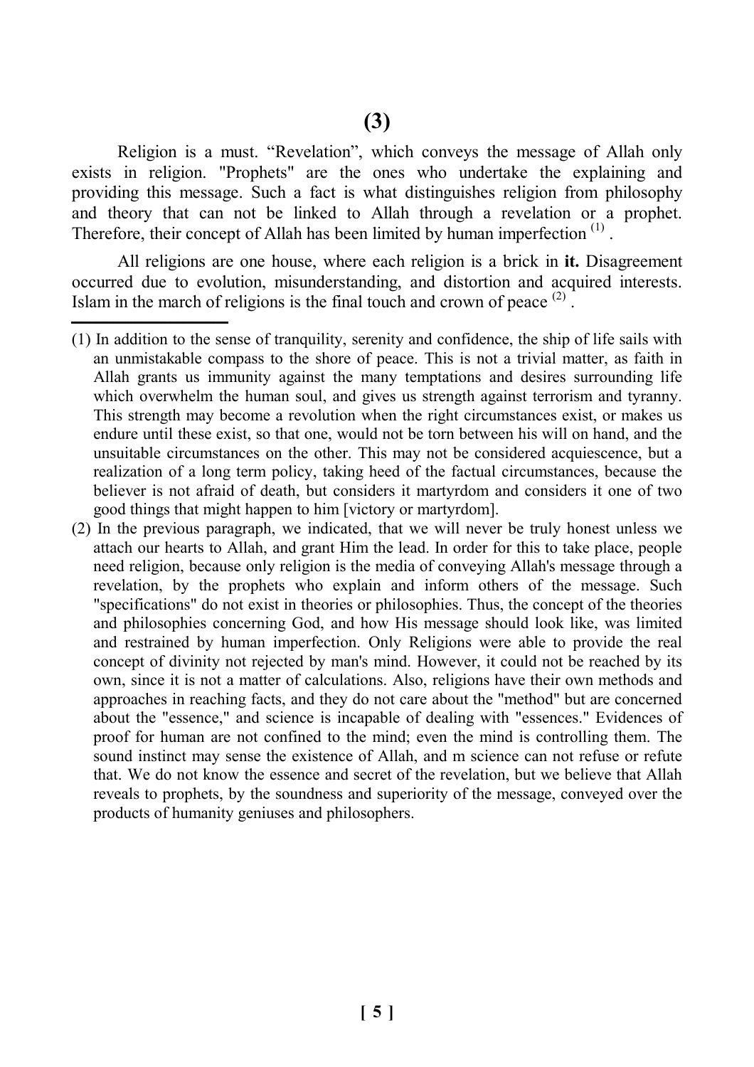## (3)

Religion is a must. “Revelation”, which conveys the message of Allah only exists in religion. "Prophets" are the ones who undertake the explaining and providing this message. Such a fact is what distinguishes religion from philosophy and theory that can not be linked to Allah through a revelation or a prophet. Therefore, their concept of Allah has been limited by human imperfection [(1)] .

All religions are one house, where each religion is a brick in **it.** Disagreement occurred due to evolution, misunderstanding, and distortion and acquired interests. Islam in the march of religions is the final touch and crown of peace [(2)] .

---

(1) In addition to the sense of tranquility, serenity and confidence, the ship of life sails with an unmistakable compass to the shore of peace. This is not a trivial matter, as faith in Allah grants us immunity against the many temptations and desires surrounding life which overwhelm the human soul, and gives us strength against terrorism and tyranny. This strength may become a revolution when the right circumstances exist, or makes us endure until these exist, so that one, would not be torn between his will on hand, and the unsuitable circumstances on the other. This may not be considered acquiescence, but a realization of a long term policy, taking heed of the factual circumstances, because the believer is not afraid of death, but considers it martyrdom and considers it one of two good things that might happen to him [victory or martyrdom].

(2) In the previous paragraph, we indicated, that we will never be truly honest unless we attach our hearts to Allah, and grant Him the lead. In order for this to take place, people need religion, because only religion is the media of conveying Allah's message through a revelation, by the prophets who explain and inform others of the message. Such "specifications" do not exist in theories or philosophies. Thus, the concept of the theories and philosophies concerning God, and how His message should look like, was limited and restrained by human imperfection. Only Religions were able to provide the real concept of divinity not rejected by man's mind. However, it could not be reached by its own, since it is not a matter of calculations. Also, religions have their own methods and approaches in reaching facts, and they do not care about the "method" but are concerned about the "essence," and science is incapable of dealing with "essences." Evidences of proof for human are not confined to the mind; even the mind is controlling them. The sound instinct may sense the existence of Allah, and m science can not refuse or refute that. We do not know the essence and secret of the revelation, but we believe that Allah reveals to prophets, by the soundness and superiority of the message, conveyed over the products of humanity geniuses and philosophers.